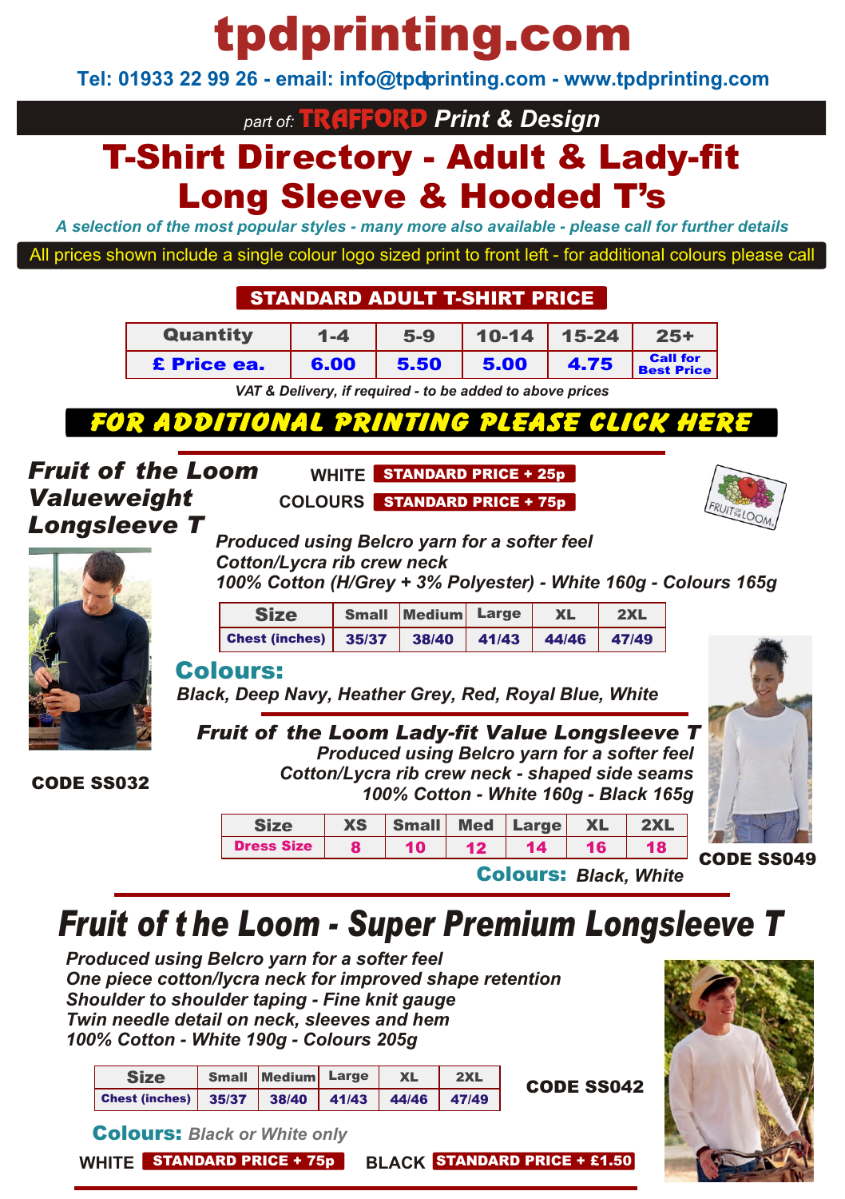# tpdprinting.com

**Tel: 01933 22 99 26 - email: info@tpdprinting.com - www.tpdprinting.com**

*part of:* **TRAFFORD** ***Print & Design***

# T-Shirt Directory - Adult & Lady-fit Long Sleeve & Hooded T's

*A selection of the most popular styles - many more also available - please call for further details*

All prices shown include a single colour logo sized print to front left - for additional colours please call

## STANDARD ADULT T-SHIRT PRICE

| Quantity | 1-4 | 5-9 | 10-14 | 15-24 | 25+ |
|---|---|---|---|---|---|
| £ Price ea. | 6.00 | 5.50 | 5.00 | 4.75 | Call for Best Price |

*VAT & Delivery, if required - to be added to above prices*

**FOR ADDITIONAL PRINTING PLEASE CLICK HERE**

## Fruit of the Loom Valueweight Longsleeve T

WHITE **STANDARD PRICE + 25p**

COLOURS **STANDARD PRICE + 75p**

*Produced using Belcro yarn for a softer feel*
*Cotton/Lycra rib crew neck*
*100% Cotton (H/Grey + 3% Polyester) - White 160g - Colours 165g*

| Size | Small | Medium | Large | XL | 2XL |
|---|---|---|---|---|---|
| Chest (inches) | 35/37 | 38/40 | 41/43 | 44/46 | 47/49 |

**Colours:** *Black, Deep Navy, Heather Grey, Red, Royal Blue, White*

**CODE SS032**

## Fruit of the Loom Lady-fit Value Longsleeve T

*Produced using Belcro yarn for a softer feel*
*Cotton/Lycra rib crew neck - shaped side seams*
*100% Cotton - White 160g - Black 165g*

| Size | XS | Small | Med | Large | XL | 2XL |
|---|---|---|---|---|---|---|
| Dress Size | 8 | 10 | 12 | 14 | 16 | 18 |

**Colours:** *Black, White*

**CODE SS049**

## Fruit of the Loom - Super Premium Longsleeve T

*Produced using Belcro yarn for a softer feel*
*One piece cotton/lycra neck for improved shape retention*
*Shoulder to shoulder taping - Fine knit gauge*
*Twin needle detail on neck, sleeves and hem*
*100% Cotton - White 190g - Colours 205g*

| Size | Small | Medium | Large | XL | 2XL |
|---|---|---|---|---|---|
| Chest (inches) | 35/37 | 38/40 | 41/43 | 44/46 | 47/49 |

**CODE SS042**

**Colours:** *Black or White only*

WHITE **STANDARD PRICE + 75p** BLACK **STANDARD PRICE + £1.50**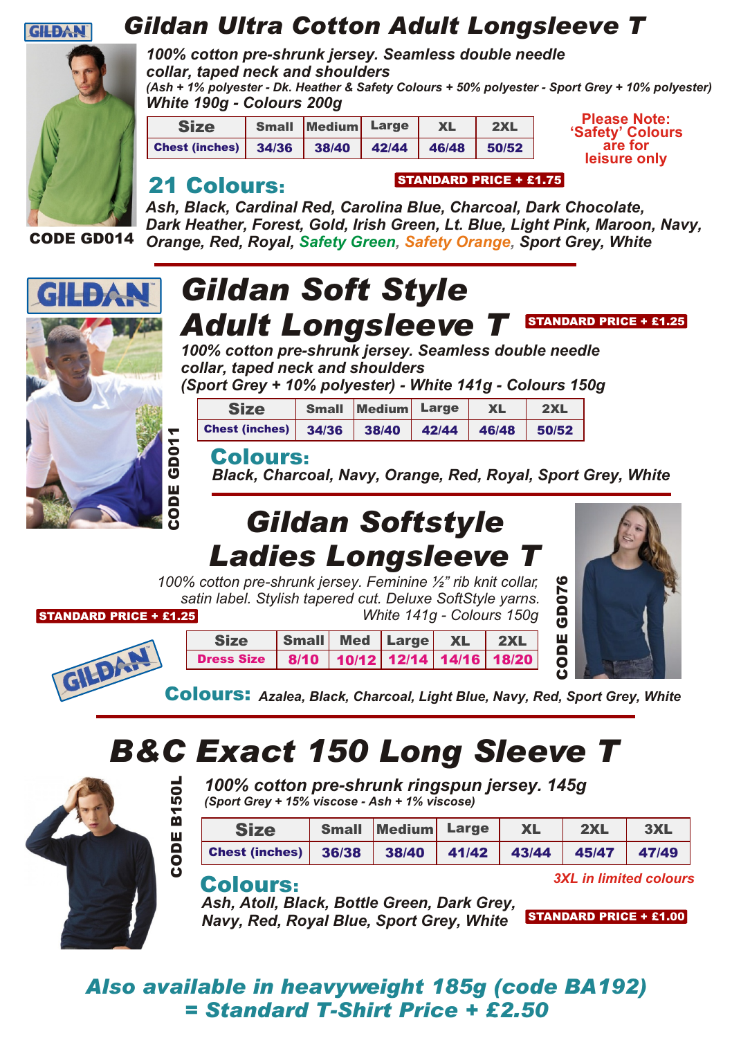# Gildan Ultra Cotton Adult Longsleeve T

GILDAN

CODE GD014

*100% cotton pre-shrunk jersey. Seamless double needle collar, taped neck and shoulders*
*(Ash + 1% polyester - Dk. Heather & Safety Colours + 50% polyester - Sport Grey + 10% polyester)*
*White 190g - Colours 200g*

| Size | Small | Medium | Large | XL | 2XL |
|---|---|---|---|---|---|
| Chest (inches) | 34/36 | 38/40 | 42/44 | 46/48 | 50/52 |

**Please Note: 'Safety' Colours are for leisure only**

## 21 Colours:

**STANDARD PRICE + £1.75**

*Ash, Black, Cardinal Red, Carolina Blue, Charcoal, Dark Chocolate, Dark Heather, Forest, Gold, Irish Green, Lt. Blue, Light Pink, Maroon, Navy, Orange, Red, Royal, Safety Green, Safety Orange, Sport Grey, White*

---

# Gildan Soft Style Adult Longsleeve T

GILDAN

CODE GD011

**STANDARD PRICE + £1.25**

*100% cotton pre-shrunk jersey. Seamless double needle collar, taped neck and shoulders*
*(Sport Grey + 10% polyester) - White 141g - Colours 150g*

| Size | Small | Medium | Large | XL | 2XL |
|---|---|---|---|---|---|
| Chest (inches) | 34/36 | 38/40 | 42/44 | 46/48 | 50/52 |

## Colours:

*Black, Charcoal, Navy, Orange, Red, Royal, Sport Grey, White*

---

# Gildan Softstyle Ladies Longsleeve T

CODE GD076

*100% cotton pre-shrunk jersey. Feminine ½" rib knit collar, satin label. Stylish tapered cut. Deluxe SoftStyle yarns.*
*White 141g - Colours 150g*

**STANDARD PRICE + £1.25**

GILDAN

| Size | Small | Med | Large | XL | 2XL |
|---|---|---|---|---|---|
| Dress Size | 8/10 | 10/12 | 12/14 | 14/16 | 18/20 |

**Colours:** *Azalea, Black, Charcoal, Light Blue, Navy, Red, Sport Grey, White*

---

# B&C Exact 150 Long Sleeve T

CODE B150L

*100% cotton pre-shrunk ringspun jersey. 145g*
*(Sport Grey + 15% viscose - Ash + 1% viscose)*

| Size | Small | Medium | Large | XL | 2XL | 3XL |
|---|---|---|---|---|---|---|
| Chest (inches) | 36/38 | 38/40 | 41/42 | 43/44 | 45/47 | 47/49 |

## Colours:

*3XL in limited colours*

*Ash, Atoll, Black, Bottle Green, Dark Grey, Navy, Red, Royal Blue, Sport Grey, White*

**STANDARD PRICE + £1.00**

***Also available in heavyweight 185g (code BA192) = Standard T-Shirt Price + £2.50***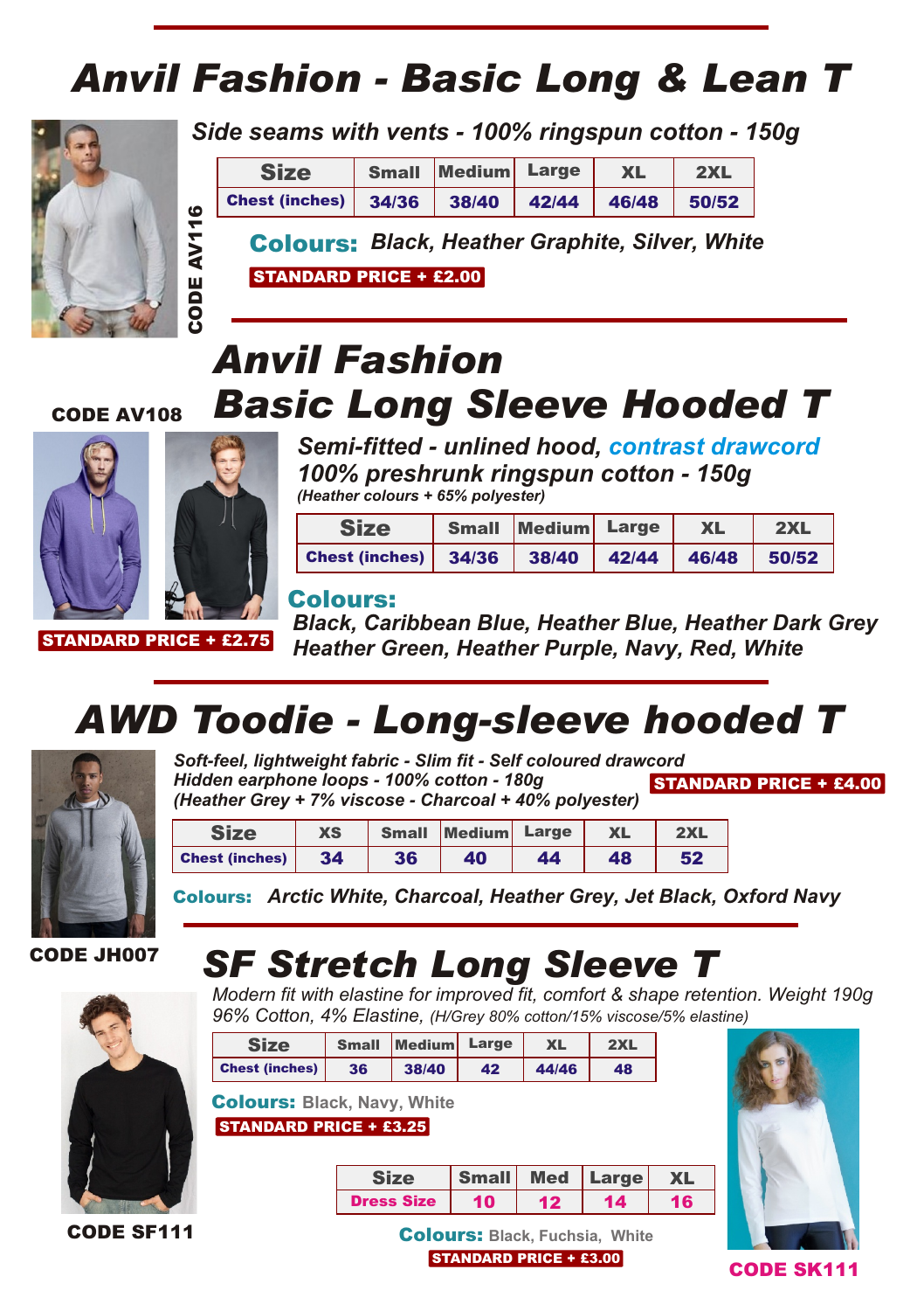# Anvil Fashion - Basic Long & Lean T

**CODE AV116**

*Side seams with vents - 100% ringspun cotton - 150g*

| Size | Small | Medium | Large | XL | 2XL |
|---|---|---|---|---|---|
| Chest (inches) | 34/36 | 38/40 | 42/44 | 46/48 | 50/52 |

**Colours:** *Black, Heather Graphite, Silver, White*

**STANDARD PRICE + £2.00**

# Anvil Fashion Basic Long Sleeve Hooded T

**CODE AV108**

*Semi-fitted - unlined hood, contrast drawcord*
*100% preshrunk ringspun cotton - 150g*
*(Heather colours + 65% polyester)*

| Size | Small | Medium | Large | XL | 2XL |
|---|---|---|---|---|---|
| Chest (inches) | 34/36 | 38/40 | 42/44 | 46/48 | 50/52 |

**Colours:**
*Black, Caribbean Blue, Heather Blue, Heather Dark Grey*
*Heather Green, Heather Purple, Navy, Red, White*

**STANDARD PRICE + £2.75**

# AWD Toodie - Long-sleeve hooded T

**CODE JH007**

*Soft-feel, lightweight fabric - Slim fit - Self coloured drawcord*
*Hidden earphone loops - 100% cotton - 180g*
*(Heather Grey + 7% viscose - Charcoal + 40% polyester)*

**STANDARD PRICE + £4.00**

| Size | XS | Small | Medium | Large | XL | 2XL |
|---|---|---|---|---|---|---|
| Chest (inches) | 34 | 36 | 40 | 44 | 48 | 52 |

**Colours:** *Arctic White, Charcoal, Heather Grey, Jet Black, Oxford Navy*

# SF Stretch Long Sleeve T

**CODE SF111**

*Modern fit with elastine for improved fit, comfort & shape retention. Weight 190g*
*96% Cotton, 4% Elastine, (H/Grey 80% cotton/15% viscose/5% elastine)*

| Size | Small | Medium | Large | XL | 2XL |
|---|---|---|---|---|---|
| Chest (inches) | 36 | 38/40 | 42 | 44/46 | 48 |

**Colours:** Black, Navy, White

**STANDARD PRICE + £3.25**

**CODE SK111**

| Size | Small | Med | Large | XL |
|---|---|---|---|---|
| Dress Size | 10 | 12 | 14 | 16 |

**Colours:** Black, Fuchsia, White

**STANDARD PRICE + £3.00**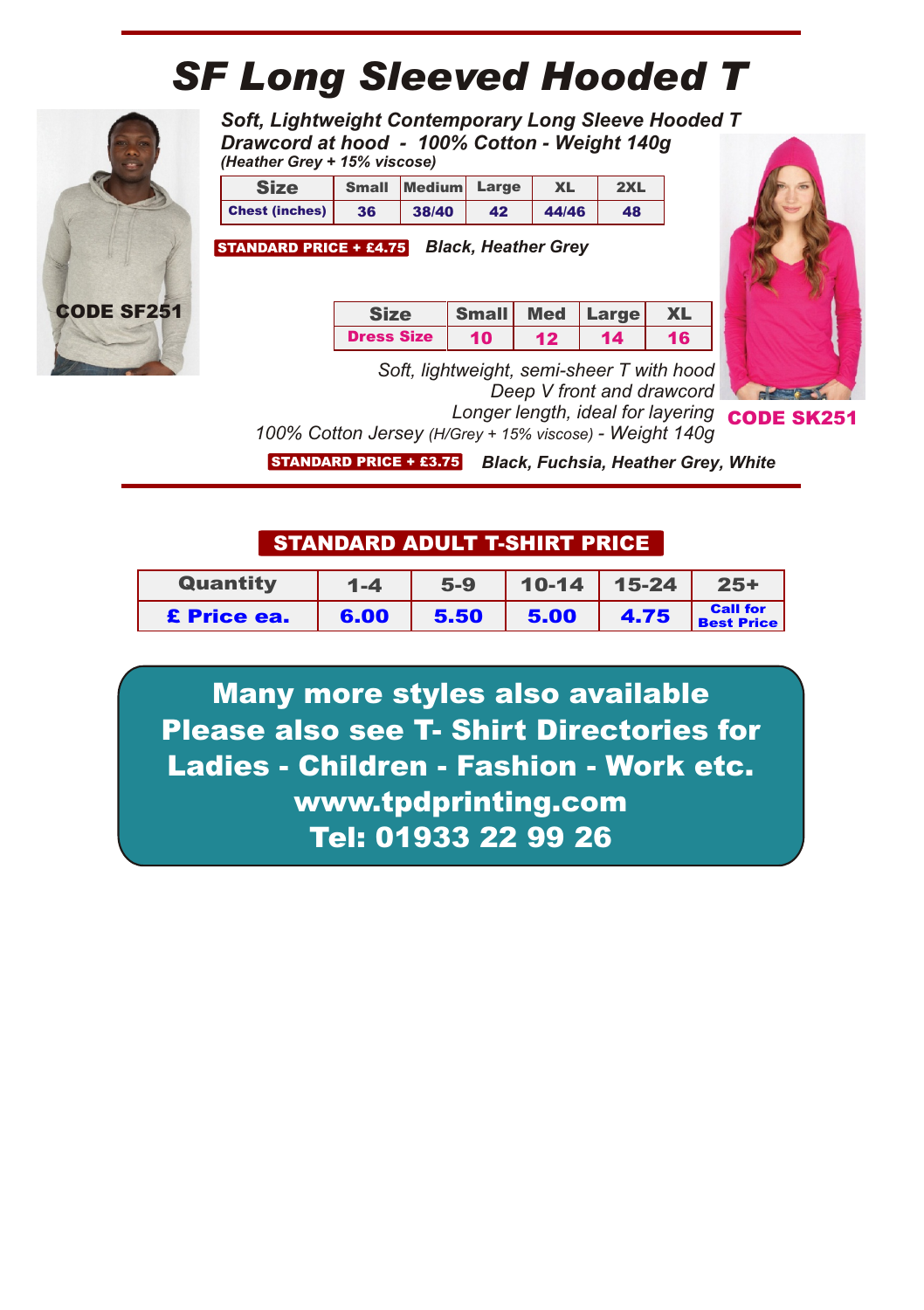# *SF Long Sleeved Hooded T*

**CODE SF251**

***Soft, Lightweight Contemporary Long Sleeve Hooded T***
***Drawcord at hood - 100% Cotton - Weight 140g***
***(Heather Grey + 15% viscose)***

| Size | Small | Medium | Large | XL | 2XL |
|---|---|---|---|---|---|
| Chest (inches) | 36 | 38/40 | 42 | 44/46 | 48 |

**STANDARD PRICE + £4.75** ***Black, Heather Grey***

| Size | Small | Med | Large | XL |
|---|---|---|---|---|
| Dress Size | 10 | 12 | 14 | 16 |

*Soft, lightweight, semi-sheer T with hood*
*Deep V front and drawcord*
*Longer length, ideal for layering*
*100% Cotton Jersey (H/Grey + 15% viscose) - Weight 140g*

**CODE SK251**

**STANDARD PRICE + £3.75** ***Black, Fuchsia, Heather Grey, White***

## STANDARD ADULT T-SHIRT PRICE

| Quantity | 1-4 | 5-9 | 10-14 | 15-24 | 25+ |
|---|---|---|---|---|---|
| £ Price ea. | 6.00 | 5.50 | 5.00 | 4.75 | Call for Best Price |

**Many more styles also available**
**Please also see T- Shirt Directories for Ladies - Children - Fashion - Work etc.**
**www.tpdprinting.com**
**Tel: 01933 22 99 26**